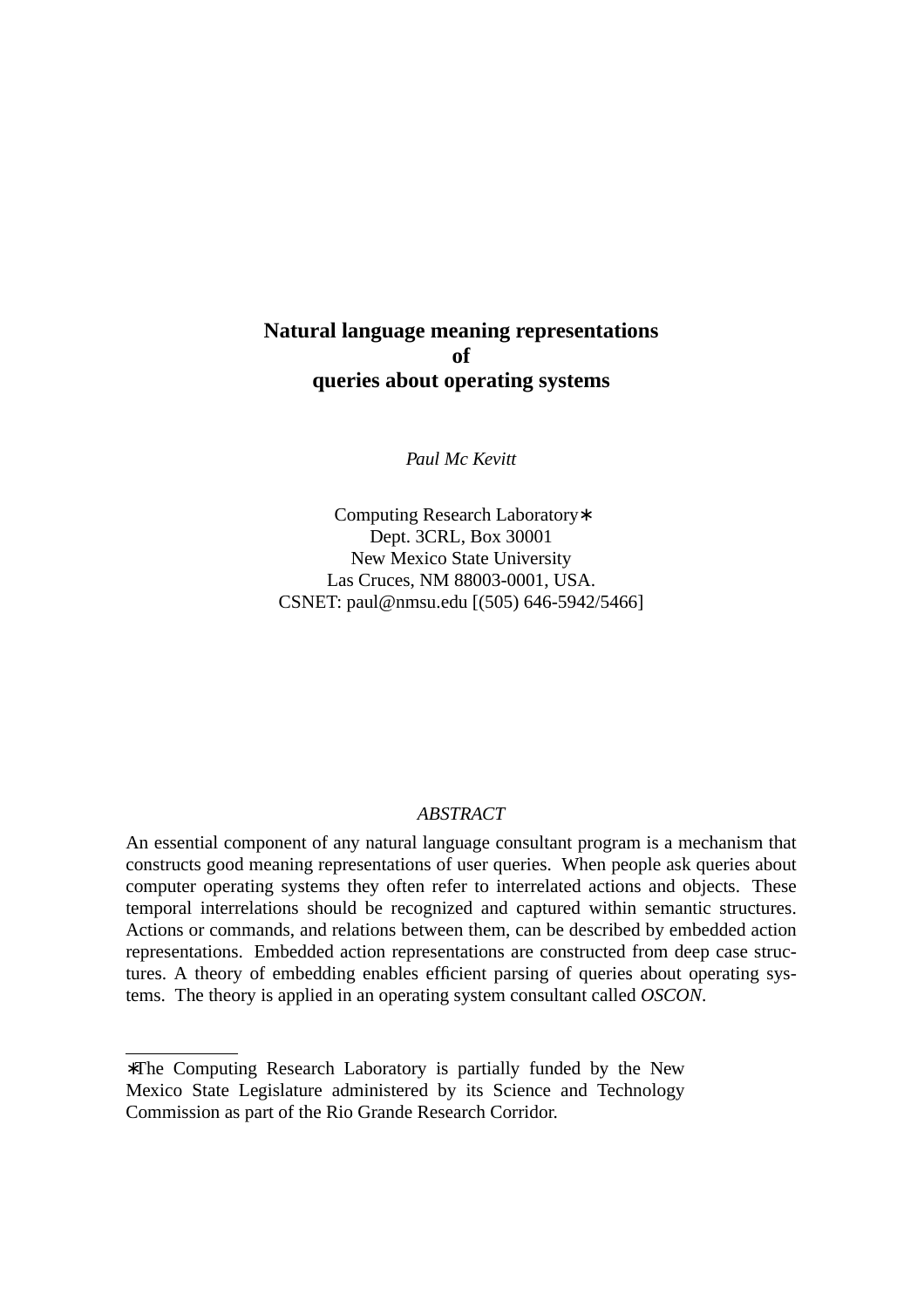# Natural language meaning representations of queries about operating systems

*Paul Mc Kevitt*

Computing Research Laboratory∗
Dept. 3CRL, Box 30001
New Mexico State University
Las Cruces, NM 88003-0001, USA.
CSNET: paul@nmsu.edu [(505) 646-5942/5466]

*ABSTRACT*

An essential component of any natural language consultant program is a mechanism that constructs good meaning representations of user queries. When people ask queries about computer operating systems they often refer to interrelated actions and objects. These temporal interrelations should be recognized and captured within semantic structures. Actions or commands, and relations between them, can be described by embedded action representations. Embedded action representations are constructed from deep case structures. A theory of embedding enables efficient parsing of queries about operating systems. The theory is applied in an operating system consultant called *OSCON*.

---

∗The Computing Research Laboratory is partially funded by the New Mexico State Legislature administered by its Science and Technology Commission as part of the Rio Grande Research Corridor.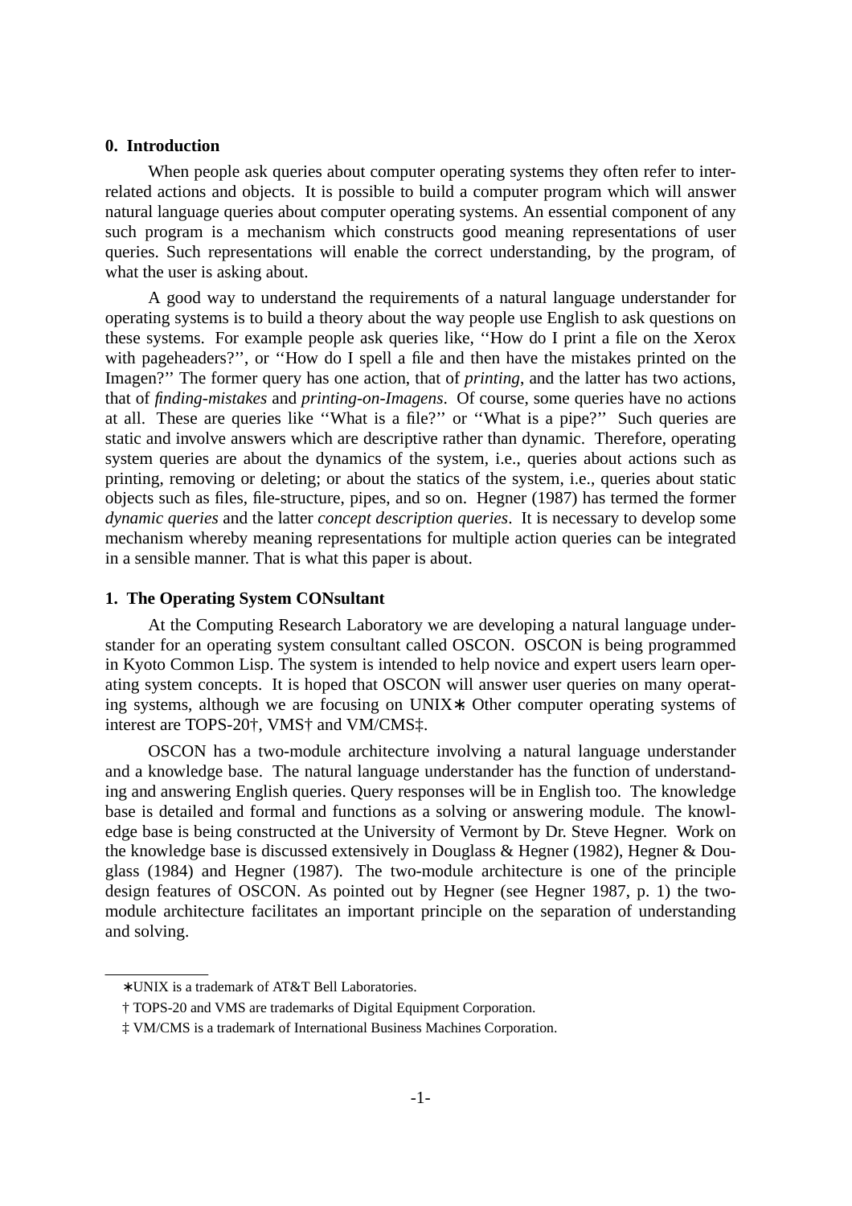## 0. Introduction

When people ask queries about computer operating systems they often refer to interrelated actions and objects. It is possible to build a computer program which will answer natural language queries about computer operating systems. An essential component of any such program is a mechanism which constructs good meaning representations of user queries. Such representations will enable the correct understanding, by the program, of what the user is asking about.

A good way to understand the requirements of a natural language understander for operating systems is to build a theory about the way people use English to ask questions on these systems. For example people ask queries like, ''How do I print a file on the Xerox with pageheaders?'', or ''How do I spell a file and then have the mistakes printed on the Imagen?'' The former query has one action, that of *printing*, and the latter has two actions, that of *finding-mistakes* and *printing-on-Imagens*. Of course, some queries have no actions at all. These are queries like ''What is a file?'' or ''What is a pipe?'' Such queries are static and involve answers which are descriptive rather than dynamic. Therefore, operating system queries are about the dynamics of the system, i.e., queries about actions such as printing, removing or deleting; or about the statics of the system, i.e., queries about static objects such as files, file-structure, pipes, and so on. Hegner (1987) has termed the former *dynamic queries* and the latter *concept description queries*. It is necessary to develop some mechanism whereby meaning representations for multiple action queries can be integrated in a sensible manner. That is what this paper is about.

## 1. The Operating System CONsultant

At the Computing Research Laboratory we are developing a natural language understander for an operating system consultant called OSCON. OSCON is being programmed in Kyoto Common Lisp. The system is intended to help novice and expert users learn operating system concepts. It is hoped that OSCON will answer user queries on many operating systems, although we are focusing on UNIX∗. Other computer operating systems of interest are TOPS-20†, VMS† and VM/CMS‡.

OSCON has a two-module architecture involving a natural language understander and a knowledge base. The natural language understander has the function of understanding and answering English queries. Query responses will be in English too. The knowledge base is detailed and formal and functions as a solving or answering module. The knowledge base is being constructed at the University of Vermont by Dr. Steve Hegner. Work on the knowledge base is discussed extensively in Douglass & Hegner (1982), Hegner & Douglass (1984) and Hegner (1987). The two-module architecture is one of the principle design features of OSCON. As pointed out by Hegner (see Hegner 1987, p. 1) the two-module architecture facilitates an important principle on the separation of understanding and solving.

---

∗UNIX is a trademark of AT&T Bell Laboratories.

† TOPS-20 and VMS are trademarks of Digital Equipment Corporation.

‡ VM/CMS is a trademark of International Business Machines Corporation.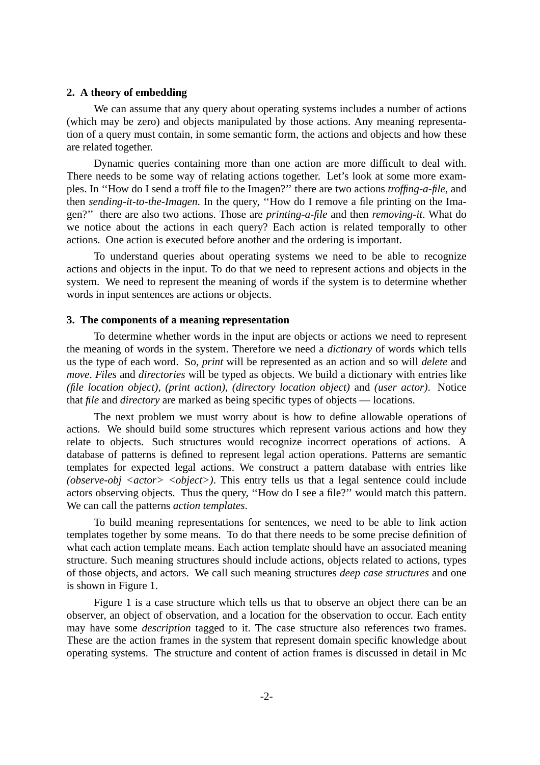## 2. A theory of embedding

We can assume that any query about operating systems includes a number of actions (which may be zero) and objects manipulated by those actions. Any meaning representation of a query must contain, in some semantic form, the actions and objects and how these are related together.

Dynamic queries containing more than one action are more difficult to deal with. There needs to be some way of relating actions together. Let's look at some more examples. In ''How do I send a troff file to the Imagen?'' there are two actions *troffing-a-file*, and then *sending-it-to-the-Imagen*. In the query, ''How do I remove a file printing on the Imagen?'' there are also two actions. Those are *printing-a-file* and then *removing-it*. What do we notice about the actions in each query? Each action is related temporally to other actions. One action is executed before another and the ordering is important.

To understand queries about operating systems we need to be able to recognize actions and objects in the input. To do that we need to represent actions and objects in the system. We need to represent the meaning of words if the system is to determine whether words in input sentences are actions or objects.

## 3. The components of a meaning representation

To determine whether words in the input are objects or actions we need to represent the meaning of words in the system. Therefore we need a *dictionary* of words which tells us the type of each word. So, *print* will be represented as an action and so will *delete* and *move*. *Files* and *directories* will be typed as objects. We build a dictionary with entries like *(file location object)*, *(print action)*, *(directory location object)* and *(user actor)*. Notice that *file* and *directory* are marked as being specific types of objects — locations.

The next problem we must worry about is how to define allowable operations of actions. We should build some structures which represent various actions and how they relate to objects. Such structures would recognize incorrect operations of actions. A database of patterns is defined to represent legal action operations. Patterns are semantic templates for expected legal actions. We construct a pattern database with entries like *(observe-obj <actor> <object>)*. This entry tells us that a legal sentence could include actors observing objects. Thus the query, ''How do I see a file?'' would match this pattern. We can call the patterns *action templates*.

To build meaning representations for sentences, we need to be able to link action templates together by some means. To do that there needs to be some precise definition of what each action template means. Each action template should have an associated meaning structure. Such meaning structures should include actions, objects related to actions, types of those objects, and actors. We call such meaning structures *deep case structures* and one is shown in Figure 1.

Figure 1 is a case structure which tells us that to observe an object there can be an observer, an object of observation, and a location for the observation to occur. Each entity may have some *description* tagged to it. The case structure also references two frames. These are the action frames in the system that represent domain specific knowledge about operating systems. The structure and content of action frames is discussed in detail in Mc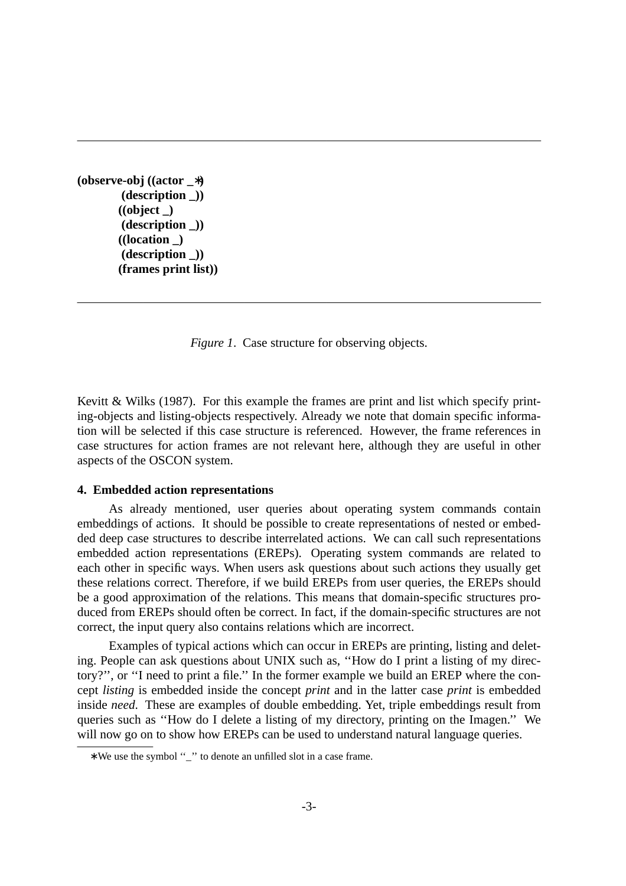```
(observe-obj ((actor _*)
          (description _))
         ((object _)
          (description _))
         ((location _)
          (description _))
         (frames print list))
```

*Figure 1*. Case structure for observing objects.

Kevitt & Wilks (1987). For this example the frames are print and list which specify printing-objects and listing-objects respectively. Already we note that domain specific information will be selected if this case structure is referenced. However, the frame references in case structures for action frames are not relevant here, although they are useful in other aspects of the OSCON system.

**4. Embedded action representations**

As already mentioned, user queries about operating system commands contain embeddings of actions. It should be possible to create representations of nested or embedded deep case structures to describe interrelated actions. We can call such representations embedded action representations (EREPs). Operating system commands are related to each other in specific ways. When users ask questions about such actions they usually get these relations correct. Therefore, if we build EREPs from user queries, the EREPs should be a good approximation of the relations. This means that domain-specific structures produced from EREPs should often be correct. In fact, if the domain-specific structures are not correct, the input query also contains relations which are incorrect.

Examples of typical actions which can occur in EREPs are printing, listing and deleting. People can ask questions about UNIX such as, ''How do I print a listing of my directory?'', or ''I need to print a file.'' In the former example we build an EREP where the concept *listing* is embedded inside the concept *print* and in the latter case *print* is embedded inside *need*. These are examples of double embedding. Yet, triple embeddings result from queries such as ''How do I delete a listing of my directory, printing on the Imagen.'' We will now go on to show how EREPs can be used to understand natural language queries.

* We use the symbol ''_'' to denote an unfilled slot in a case frame.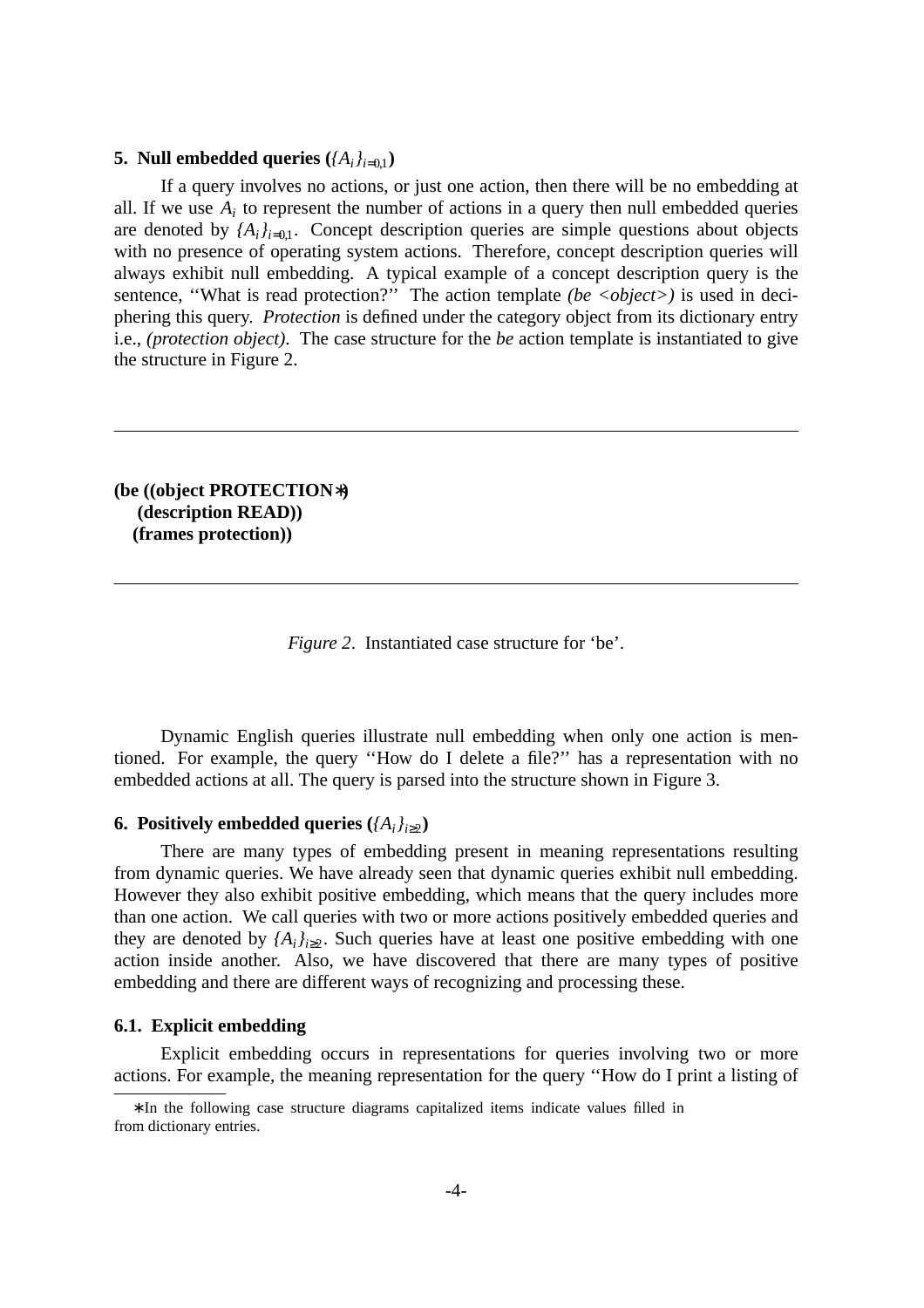## 5. Null embedded queries ($\{A_i\}_{i=0,1}$)

If a query involves no actions, or just one action, then there will be no embedding at all. If we use $A_i$ to represent the number of actions in a query then null embedded queries are denoted by $\{A_i\}_{i=0,1}$. Concept description queries are simple questions about objects with no presence of operating system actions. Therefore, concept description queries will always exhibit null embedding. A typical example of a concept description query is the sentence, ''What is read protection?'' The action template *(be <object>)* is used in deciphering this query. *Protection* is defined under the category object from its dictionary entry i.e., *(protection object)*. The case structure for the *be* action template is instantiated to give the structure in Figure 2.

---

**(be ((object PROTECTION∗)**
**(description READ))**
**(frames protection))**

---

*Figure 2*. Instantiated case structure for 'be'.

Dynamic English queries illustrate null embedding when only one action is mentioned. For example, the query ''How do I delete a file?'' has a representation with no embedded actions at all. The query is parsed into the structure shown in Figure 3.

## 6. Positively embedded queries ($\{A_i\}_{i\geq 2}$)

There are many types of embedding present in meaning representations resulting from dynamic queries. We have already seen that dynamic queries exhibit null embedding. However they also exhibit positive embedding, which means that the query includes more than one action. We call queries with two or more actions positively embedded queries and they are denoted by $\{A_i\}_{i\geq 2}$. Such queries have at least one positive embedding with one action inside another. Also, we have discovered that there are many types of positive embedding and there are different ways of recognizing and processing these.

### 6.1. Explicit embedding

Explicit embedding occurs in representations for queries involving two or more actions. For example, the meaning representation for the query ''How do I print a listing of

∗In the following case structure diagrams capitalized items indicate values filled in from dictionary entries.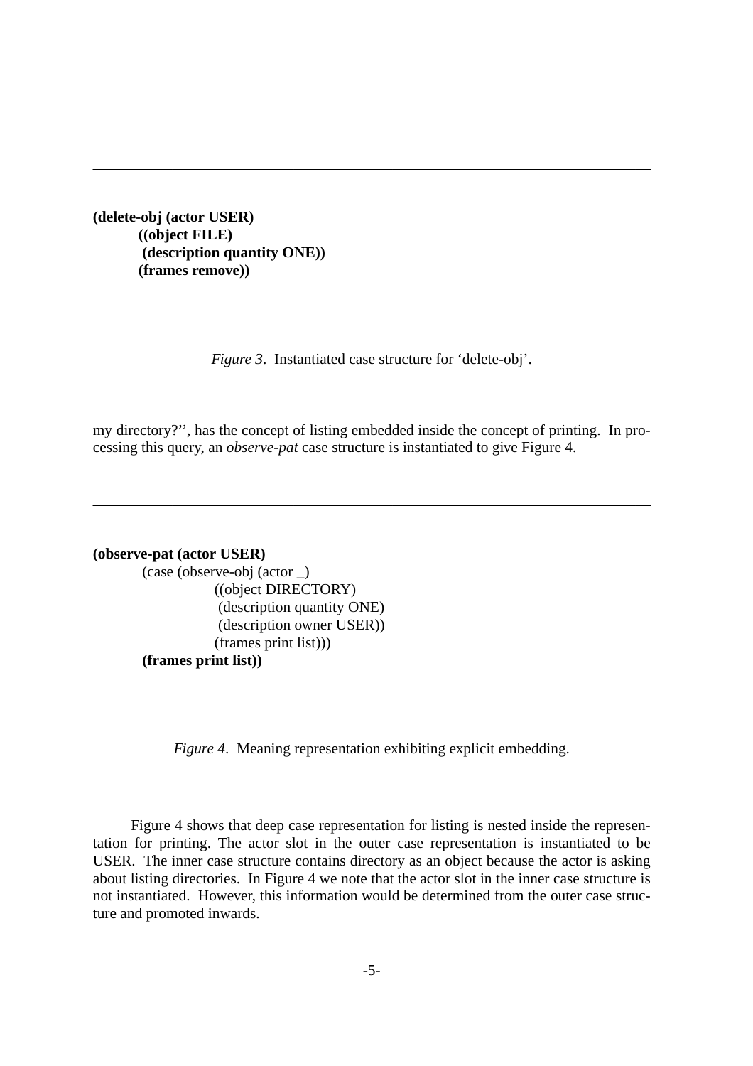```
(delete-obj (actor USER)
        ((object FILE)
         (description quantity ONE))
        (frames remove))
```

*Figure 3*. Instantiated case structure for ‘delete-obj’.

my directory?’’, has the concept of listing embedded inside the concept of printing. In processing this query, an *observe-pat* case structure is instantiated to give Figure 4.

```
(observe-pat (actor USER)
         (case (observe-obj (actor _)
                    ((object DIRECTORY)
                     (description quantity ONE)
                     (description owner USER))
                    (frames print list)))
         (frames print list))
```

*Figure 4*. Meaning representation exhibiting explicit embedding.

Figure 4 shows that deep case representation for listing is nested inside the representation for printing. The actor slot in the outer case representation is instantiated to be USER. The inner case structure contains directory as an object because the actor is asking about listing directories. In Figure 4 we note that the actor slot in the inner case structure is not instantiated. However, this information would be determined from the outer case structure and promoted inwards.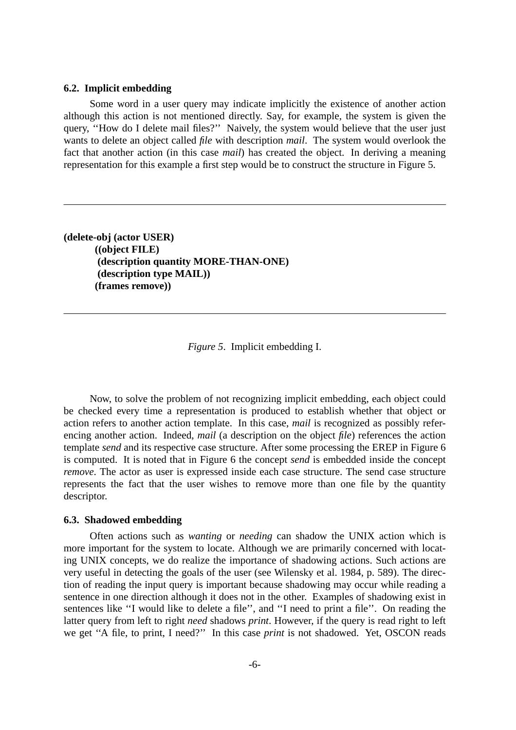### 6.2. Implicit embedding

Some word in a user query may indicate implicitly the existence of another action although this action is not mentioned directly. Say, for example, the system is given the query, ''How do I delete mail files?'' Naively, the system would believe that the user just wants to delete an object called *file* with description *mail*. The system would overlook the fact that another action (in this case *mail*) has created the object. In deriving a meaning representation for this example a first step would be to construct the structure in Figure 5.

---

```
(delete-obj (actor USER)
        ((object FILE)
         (description quantity MORE-THAN-ONE)
         (description type MAIL))
        (frames remove))
```

---

*Figure 5*. Implicit embedding I.

Now, to solve the problem of not recognizing implicit embedding, each object could be checked every time a representation is produced to establish whether that object or action refers to another action template. In this case, *mail* is recognized as possibly referencing another action. Indeed, *mail* (a description on the object *file*) references the action template *send* and its respective case structure. After some processing the EREP in Figure 6 is computed. It is noted that in Figure 6 the concept *send* is embedded inside the concept *remove*. The actor as user is expressed inside each case structure. The send case structure represents the fact that the user wishes to remove more than one file by the quantity descriptor.

### 6.3. Shadowed embedding

Often actions such as *wanting* or *needing* can shadow the UNIX action which is more important for the system to locate. Although we are primarily concerned with locating UNIX concepts, we do realize the importance of shadowing actions. Such actions are very useful in detecting the goals of the user (see Wilensky et al. 1984, p. 589). The direction of reading the input query is important because shadowing may occur while reading a sentence in one direction although it does not in the other. Examples of shadowing exist in sentences like ''I would like to delete a file'', and ''I need to print a file''. On reading the latter query from left to right *need* shadows *print*. However, if the query is read right to left we get ''A file, to print, I need?'' In this case *print* is not shadowed. Yet, OSCON reads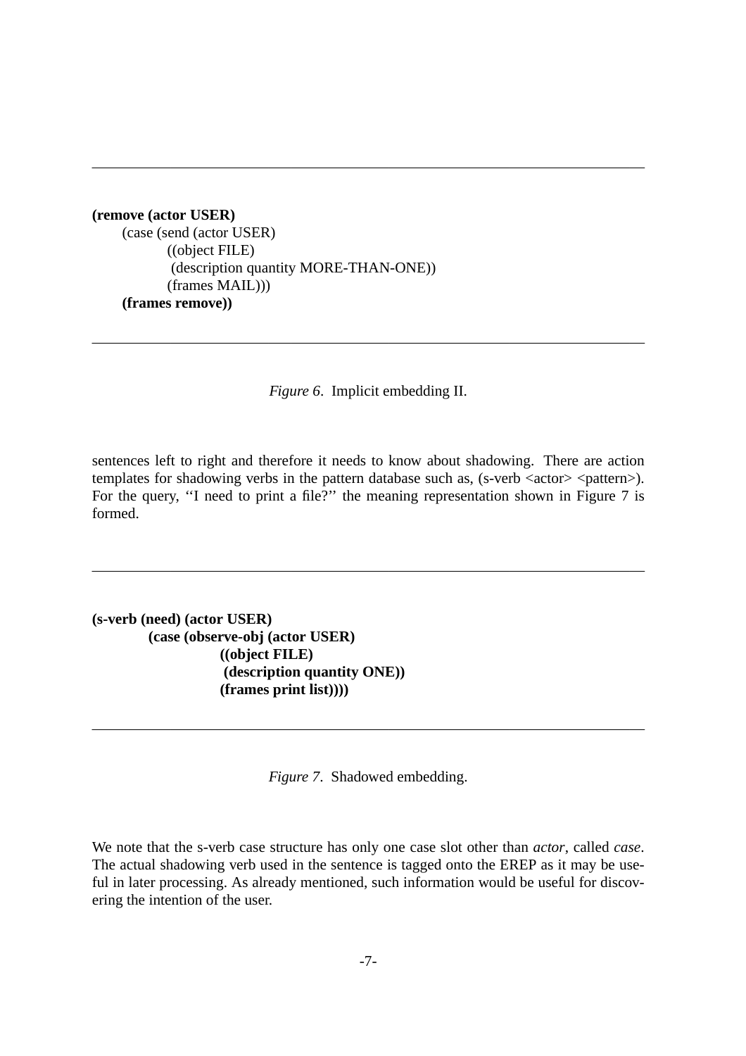```
(remove (actor USER)
     (case (send (actor USER)
              ((object FILE)
               (description quantity MORE-THAN-ONE))
              (frames MAIL)))
     (frames remove))
```

*Figure 6*. Implicit embedding II.

sentences left to right and therefore it needs to know about shadowing. There are action templates for shadowing verbs in the pattern database such as, (s-verb <actor> <pattern>). For the query, ''I need to print a file?'' the meaning representation shown in Figure 7 is formed.

```
(s-verb (need) (actor USER)
          (case (observe-obj (actor USER)
                      ((object FILE)
                       (description quantity ONE))
                      (frames print list))))
```

*Figure 7*. Shadowed embedding.

We note that the s-verb case structure has only one case slot other than *actor*, called *case*. The actual shadowing verb used in the sentence is tagged onto the EREP as it may be useful in later processing. As already mentioned, such information would be useful for discovering the intention of the user.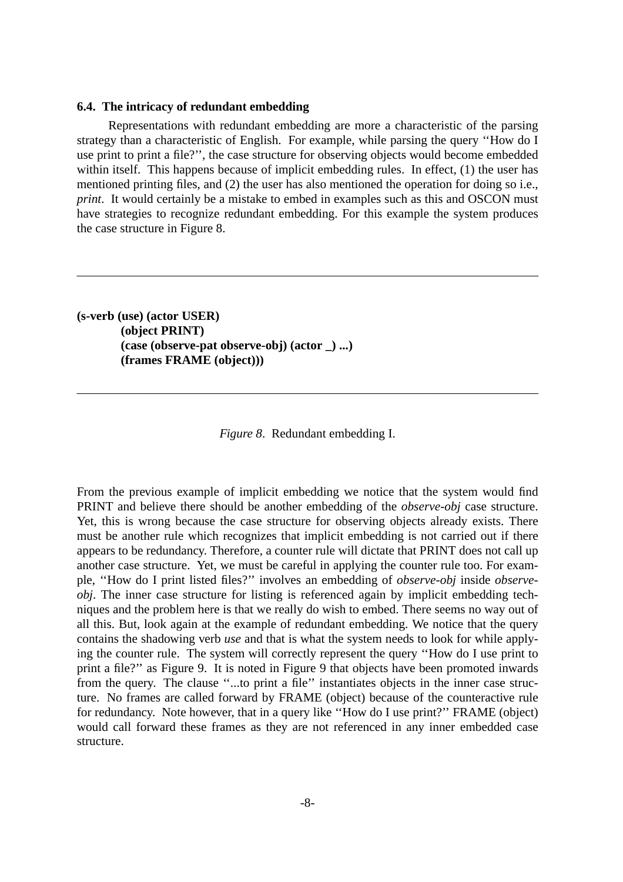### 6.4. The intricacy of redundant embedding

Representations with redundant embedding are more a characteristic of the parsing strategy than a characteristic of English. For example, while parsing the query ''How do I use print to print a file?'', the case structure for observing objects would become embedded within itself. This happens because of implicit embedding rules. In effect, (1) the user has mentioned printing files, and (2) the user has also mentioned the operation for doing so i.e., *print*. It would certainly be a mistake to embed in examples such as this and OSCON must have strategies to recognize redundant embedding. For this example the system produces the case structure in Figure 8.

---

```
(s-verb (use) (actor USER)
        (object PRINT)
        (case (observe-pat observe-obj) (actor _) ...)
        (frames FRAME (object)))
```

---

*Figure 8*. Redundant embedding I.

From the previous example of implicit embedding we notice that the system would find PRINT and believe there should be another embedding of the *observe-obj* case structure. Yet, this is wrong because the case structure for observing objects already exists. There must be another rule which recognizes that implicit embedding is not carried out if there appears to be redundancy. Therefore, a counter rule will dictate that PRINT does not call up another case structure. Yet, we must be careful in applying the counter rule too. For example, ''How do I print listed files?'' involves an embedding of *observe-obj* inside *observe-obj*. The inner case structure for listing is referenced again by implicit embedding techniques and the problem here is that we really do wish to embed. There seems no way out of all this. But, look again at the example of redundant embedding. We notice that the query contains the shadowing verb *use* and that is what the system needs to look for while applying the counter rule. The system will correctly represent the query ''How do I use print to print a file?'' as Figure 9. It is noted in Figure 9 that objects have been promoted inwards from the query. The clause ''...to print a file'' instantiates objects in the inner case structure. No frames are called forward by FRAME (object) because of the counteractive rule for redundancy. Note however, that in a query like ''How do I use print?'' FRAME (object) would call forward these frames as they are not referenced in any inner embedded case structure.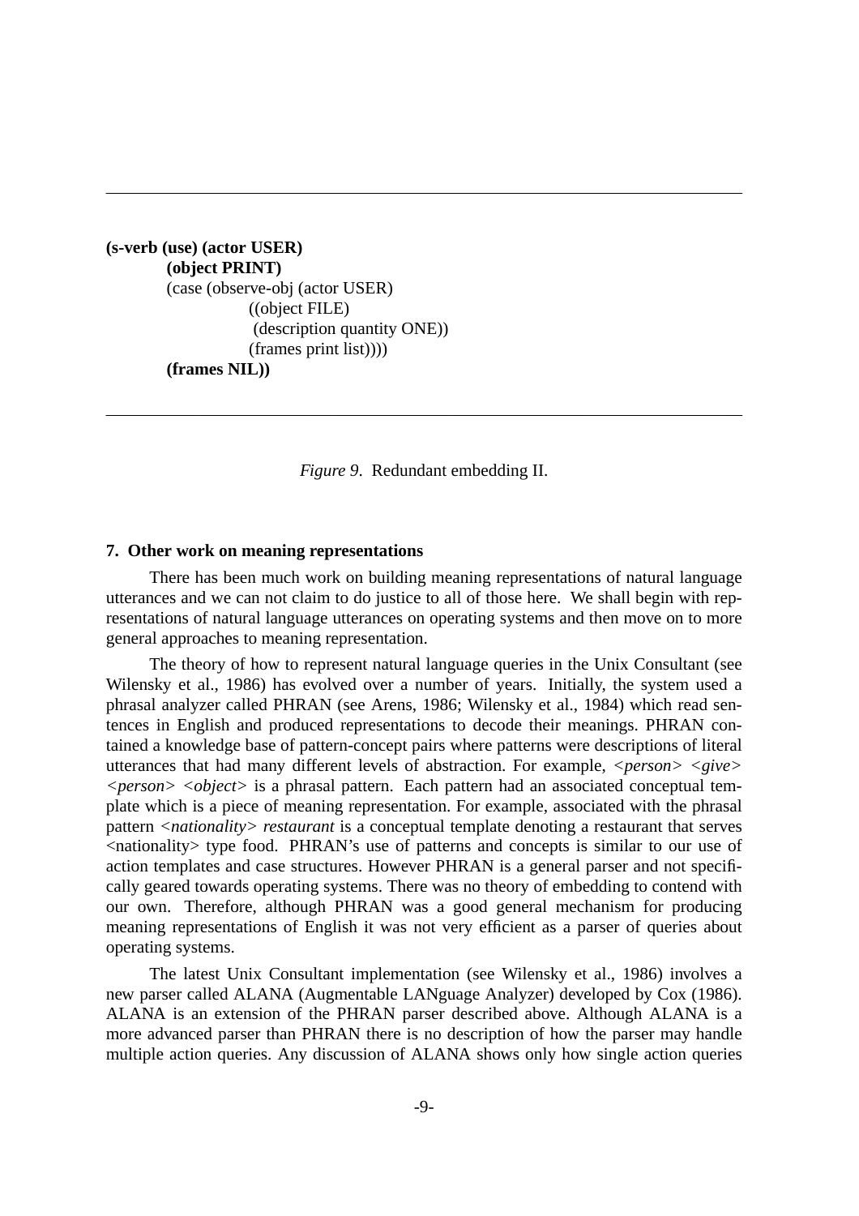```
(s-verb (use) (actor USER)
        (object PRINT)
        (case (observe-obj (actor USER)
                    ((object FILE)
                     (description quantity ONE))
                    (frames print list))))
        (frames NIL))
```

*Figure 9*. Redundant embedding II.

## 7. Other work on meaning representations

There has been much work on building meaning representations of natural language utterances and we can not claim to do justice to all of those here. We shall begin with representations of natural language utterances on operating systems and then move on to more general approaches to meaning representation.

The theory of how to represent natural language queries in the Unix Consultant (see Wilensky et al., 1986) has evolved over a number of years. Initially, the system used a phrasal analyzer called PHRAN (see Arens, 1986; Wilensky et al., 1984) which read sentences in English and produced representations to decode their meanings. PHRAN contained a knowledge base of pattern-concept pairs where patterns were descriptions of literal utterances that had many different levels of abstraction. For example, *<person> <give> <person> <object>* is a phrasal pattern. Each pattern had an associated conceptual template which is a piece of meaning representation. For example, associated with the phrasal pattern *<nationality> restaurant* is a conceptual template denoting a restaurant that serves <nationality> type food. PHRAN's use of patterns and concepts is similar to our use of action templates and case structures. However PHRAN is a general parser and not specifically geared towards operating systems. There was no theory of embedding to contend with our own. Therefore, although PHRAN was a good general mechanism for producing meaning representations of English it was not very efficient as a parser of queries about operating systems.

The latest Unix Consultant implementation (see Wilensky et al., 1986) involves a new parser called ALANA (Augmentable LANguage Analyzer) developed by Cox (1986). ALANA is an extension of the PHRAN parser described above. Although ALANA is a more advanced parser than PHRAN there is no description of how the parser may handle multiple action queries. Any discussion of ALANA shows only how single action queries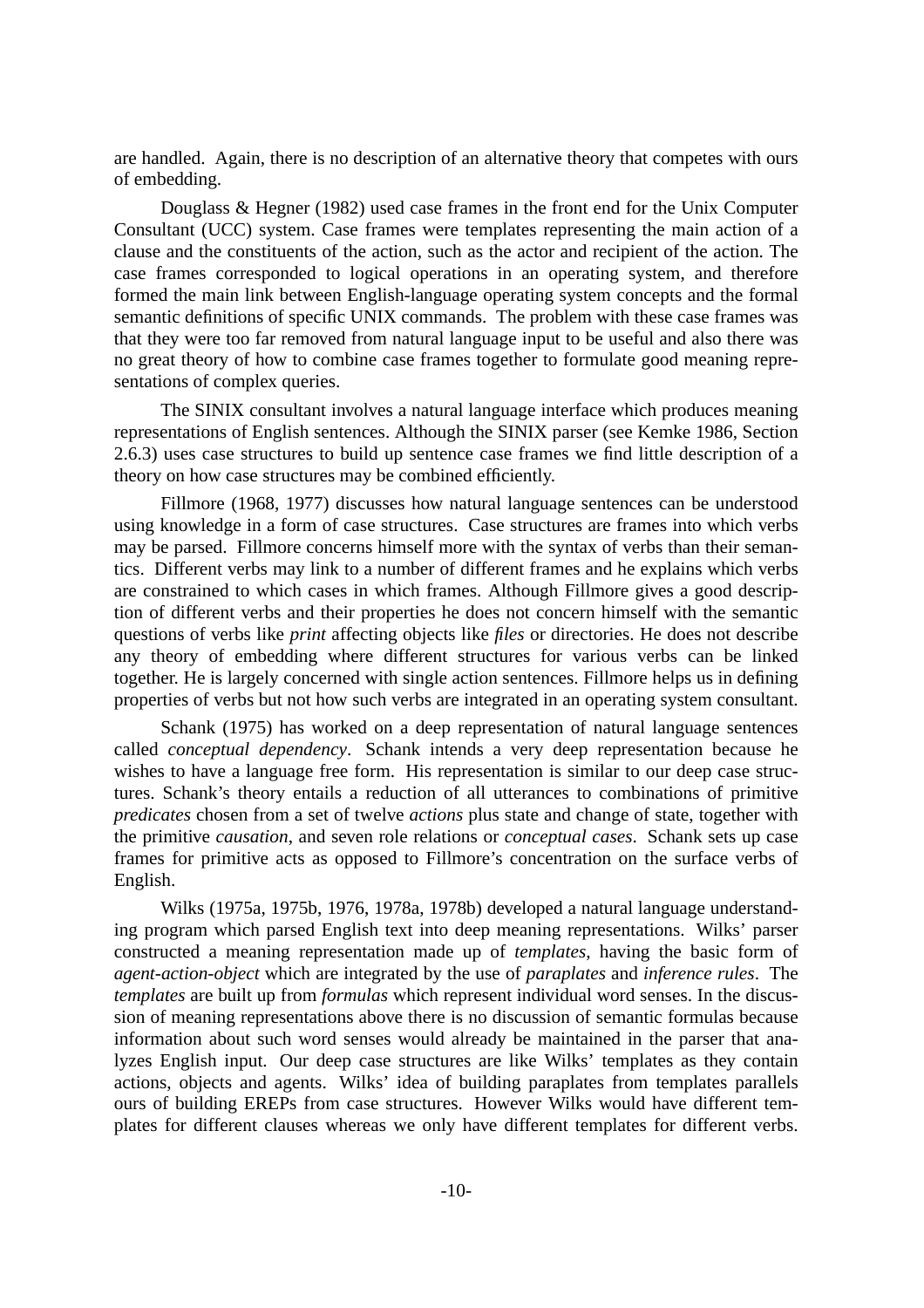are handled. Again, there is no description of an alternative theory that competes with ours of embedding.

Douglass & Hegner (1982) used case frames in the front end for the Unix Computer Consultant (UCC) system. Case frames were templates representing the main action of a clause and the constituents of the action, such as the actor and recipient of the action. The case frames corresponded to logical operations in an operating system, and therefore formed the main link between English-language operating system concepts and the formal semantic definitions of specific UNIX commands. The problem with these case frames was that they were too far removed from natural language input to be useful and also there was no great theory of how to combine case frames together to formulate good meaning representations of complex queries.

The SINIX consultant involves a natural language interface which produces meaning representations of English sentences. Although the SINIX parser (see Kemke 1986, Section 2.6.3) uses case structures to build up sentence case frames we find little description of a theory on how case structures may be combined efficiently.

Fillmore (1968, 1977) discusses how natural language sentences can be understood using knowledge in a form of case structures. Case structures are frames into which verbs may be parsed. Fillmore concerns himself more with the syntax of verbs than their semantics. Different verbs may link to a number of different frames and he explains which verbs are constrained to which cases in which frames. Although Fillmore gives a good description of different verbs and their properties he does not concern himself with the semantic questions of verbs like *print* affecting objects like *files* or directories. He does not describe any theory of embedding where different structures for various verbs can be linked together. He is largely concerned with single action sentences. Fillmore helps us in defining properties of verbs but not how such verbs are integrated in an operating system consultant.

Schank (1975) has worked on a deep representation of natural language sentences called *conceptual dependency*. Schank intends a very deep representation because he wishes to have a language free form. His representation is similar to our deep case structures. Schank's theory entails a reduction of all utterances to combinations of primitive *predicates* chosen from a set of twelve *actions* plus state and change of state, together with the primitive *causation*, and seven role relations or *conceptual cases*. Schank sets up case frames for primitive acts as opposed to Fillmore's concentration on the surface verbs of English.

Wilks (1975a, 1975b, 1976, 1978a, 1978b) developed a natural language understanding program which parsed English text into deep meaning representations. Wilks' parser constructed a meaning representation made up of *templates*, having the basic form of *agent-action-object* which are integrated by the use of *paraplates* and *inference rules*. The *templates* are built up from *formulas* which represent individual word senses. In the discussion of meaning representations above there is no discussion of semantic formulas because information about such word senses would already be maintained in the parser that analyzes English input. Our deep case structures are like Wilks' templates as they contain actions, objects and agents. Wilks' idea of building paraplates from templates parallels ours of building EREPs from case structures. However Wilks would have different templates for different clauses whereas we only have different templates for different verbs.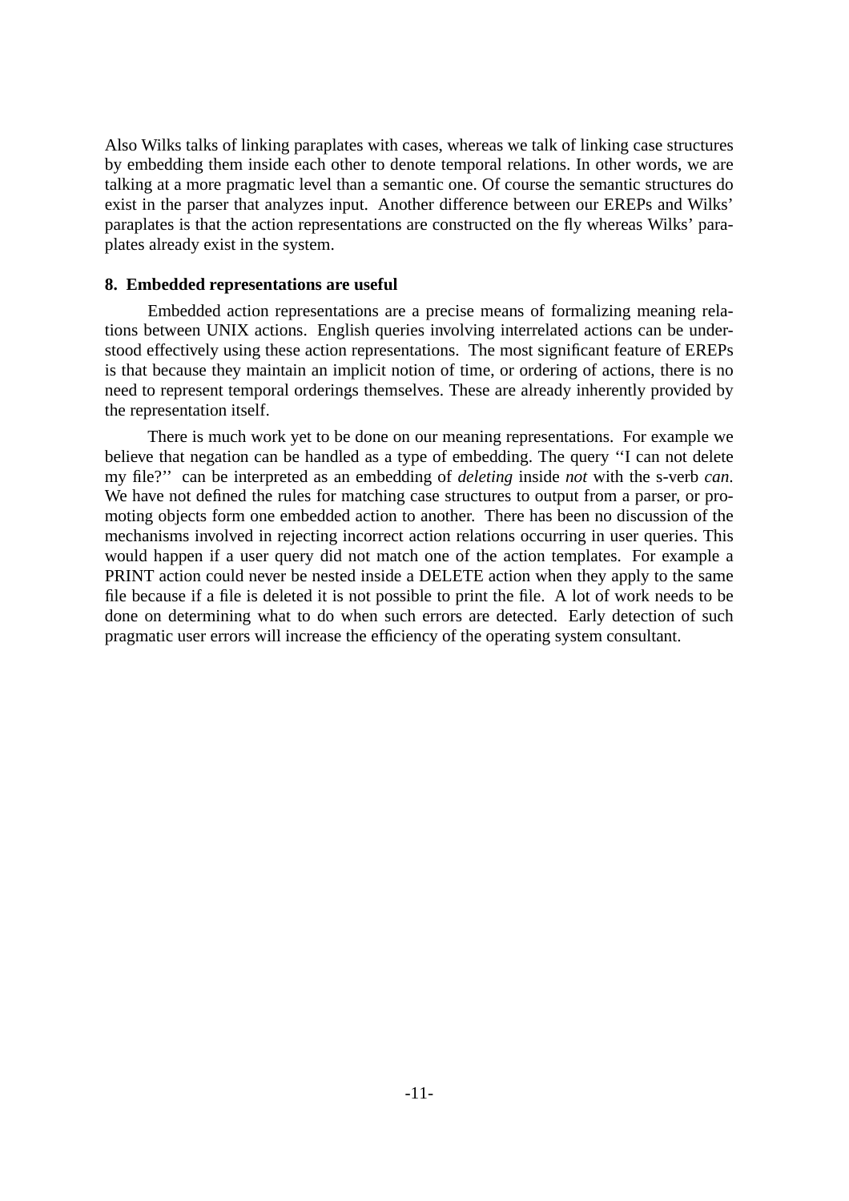Also Wilks talks of linking paraplates with cases, whereas we talk of linking case structures by embedding them inside each other to denote temporal relations. In other words, we are talking at a more pragmatic level than a semantic one. Of course the semantic structures do exist in the parser that analyzes input. Another difference between our EREPs and Wilks' paraplates is that the action representations are constructed on the fly whereas Wilks' paraplates already exist in the system.

## 8. Embedded representations are useful

Embedded action representations are a precise means of formalizing meaning relations between UNIX actions. English queries involving interrelated actions can be understood effectively using these action representations. The most significant feature of EREPs is that because they maintain an implicit notion of time, or ordering of actions, there is no need to represent temporal orderings themselves. These are already inherently provided by the representation itself.

There is much work yet to be done on our meaning representations. For example we believe that negation can be handled as a type of embedding. The query ''I can not delete my file?'' can be interpreted as an embedding of *deleting* inside *not* with the s-verb *can*. We have not defined the rules for matching case structures to output from a parser, or promoting objects form one embedded action to another. There has been no discussion of the mechanisms involved in rejecting incorrect action relations occurring in user queries. This would happen if a user query did not match one of the action templates. For example a PRINT action could never be nested inside a DELETE action when they apply to the same file because if a file is deleted it is not possible to print the file. A lot of work needs to be done on determining what to do when such errors are detected. Early detection of such pragmatic user errors will increase the efficiency of the operating system consultant.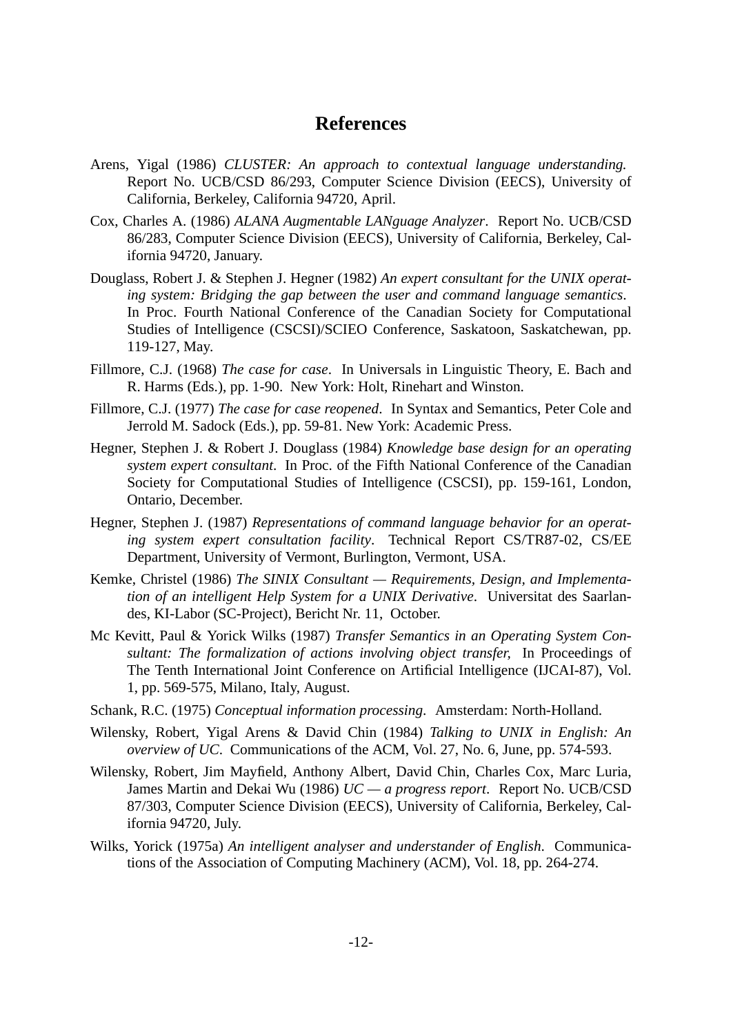## References

Arens, Yigal (1986) *CLUSTER: An approach to contextual language understanding.* Report No. UCB/CSD 86/293, Computer Science Division (EECS), University of California, Berkeley, California 94720, April.

Cox, Charles A. (1986) *ALANA Augmentable LANguage Analyzer*. Report No. UCB/CSD 86/283, Computer Science Division (EECS), University of California, Berkeley, California 94720, January.

Douglass, Robert J. & Stephen J. Hegner (1982) *An expert consultant for the UNIX operating system: Bridging the gap between the user and command language semantics*. In Proc. Fourth National Conference of the Canadian Society for Computational Studies of Intelligence (CSCSI)/SCIEO Conference, Saskatoon, Saskatchewan, pp. 119-127, May.

Fillmore, C.J. (1968) *The case for case*. In Universals in Linguistic Theory, E. Bach and R. Harms (Eds.), pp. 1-90. New York: Holt, Rinehart and Winston.

Fillmore, C.J. (1977) *The case for case reopened*. In Syntax and Semantics, Peter Cole and Jerrold M. Sadock (Eds.), pp. 59-81. New York: Academic Press.

Hegner, Stephen J. & Robert J. Douglass (1984) *Knowledge base design for an operating system expert consultant*. In Proc. of the Fifth National Conference of the Canadian Society for Computational Studies of Intelligence (CSCSI), pp. 159-161, London, Ontario, December.

Hegner, Stephen J. (1987) *Representations of command language behavior for an operating system expert consultation facility*. Technical Report CS/TR87-02, CS/EE Department, University of Vermont, Burlington, Vermont, USA.

Kemke, Christel (1986) *The SINIX Consultant — Requirements, Design, and Implementation of an intelligent Help System for a UNIX Derivative*. Universitat des Saarlandes, KI-Labor (SC-Project), Bericht Nr. 11, October.

Mc Kevitt, Paul & Yorick Wilks (1987) *Transfer Semantics in an Operating System Consultant: The formalization of actions involving object transfer,* In Proceedings of The Tenth International Joint Conference on Artificial Intelligence (IJCAI-87), Vol. 1, pp. 569-575, Milano, Italy, August.

Schank, R.C. (1975) *Conceptual information processing*. Amsterdam: North-Holland.

Wilensky, Robert, Yigal Arens & David Chin (1984) *Talking to UNIX in English: An overview of UC*. Communications of the ACM, Vol. 27, No. 6, June, pp. 574-593.

Wilensky, Robert, Jim Mayfield, Anthony Albert, David Chin, Charles Cox, Marc Luria, James Martin and Dekai Wu (1986) *UC — a progress report*. Report No. UCB/CSD 87/303, Computer Science Division (EECS), University of California, Berkeley, California 94720, July.

Wilks, Yorick (1975a) *An intelligent analyser and understander of English*. Communications of the Association of Computing Machinery (ACM), Vol. 18, pp. 264-274.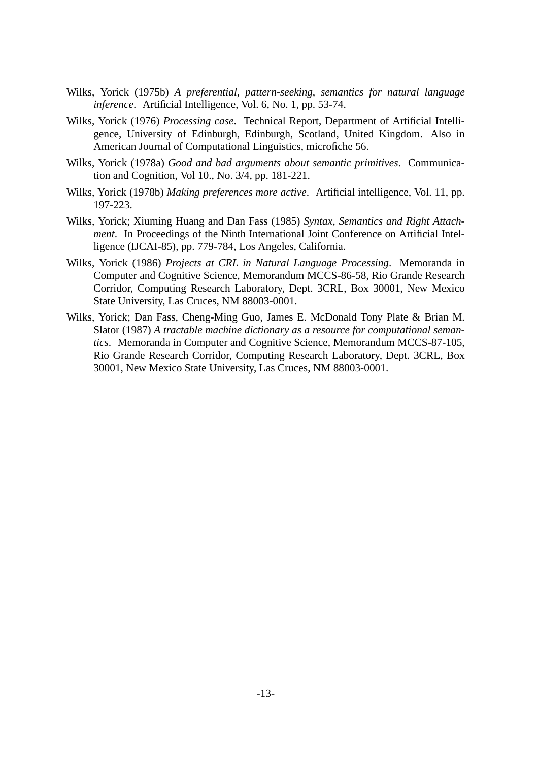Wilks, Yorick (1975b) *A preferential, pattern-seeking, semantics for natural language inference*. Artificial Intelligence, Vol. 6, No. 1, pp. 53-74.

Wilks, Yorick (1976) *Processing case*. Technical Report, Department of Artificial Intelligence, University of Edinburgh, Edinburgh, Scotland, United Kingdom. Also in American Journal of Computational Linguistics, microfiche 56.

Wilks, Yorick (1978a) *Good and bad arguments about semantic primitives*. Communication and Cognition, Vol 10., No. 3/4, pp. 181-221.

Wilks, Yorick (1978b) *Making preferences more active*. Artificial intelligence, Vol. 11, pp. 197-223.

Wilks, Yorick; Xiuming Huang and Dan Fass (1985) *Syntax, Semantics and Right Attachment*. In Proceedings of the Ninth International Joint Conference on Artificial Intelligence (IJCAI-85), pp. 779-784, Los Angeles, California.

Wilks, Yorick (1986) *Projects at CRL in Natural Language Processing*. Memoranda in Computer and Cognitive Science, Memorandum MCCS-86-58, Rio Grande Research Corridor, Computing Research Laboratory, Dept. 3CRL, Box 30001, New Mexico State University, Las Cruces, NM 88003-0001.

Wilks, Yorick; Dan Fass, Cheng-Ming Guo, James E. McDonald Tony Plate & Brian M. Slator (1987) *A tractable machine dictionary as a resource for computational semantics*. Memoranda in Computer and Cognitive Science, Memorandum MCCS-87-105, Rio Grande Research Corridor, Computing Research Laboratory, Dept. 3CRL, Box 30001, New Mexico State University, Las Cruces, NM 88003-0001.